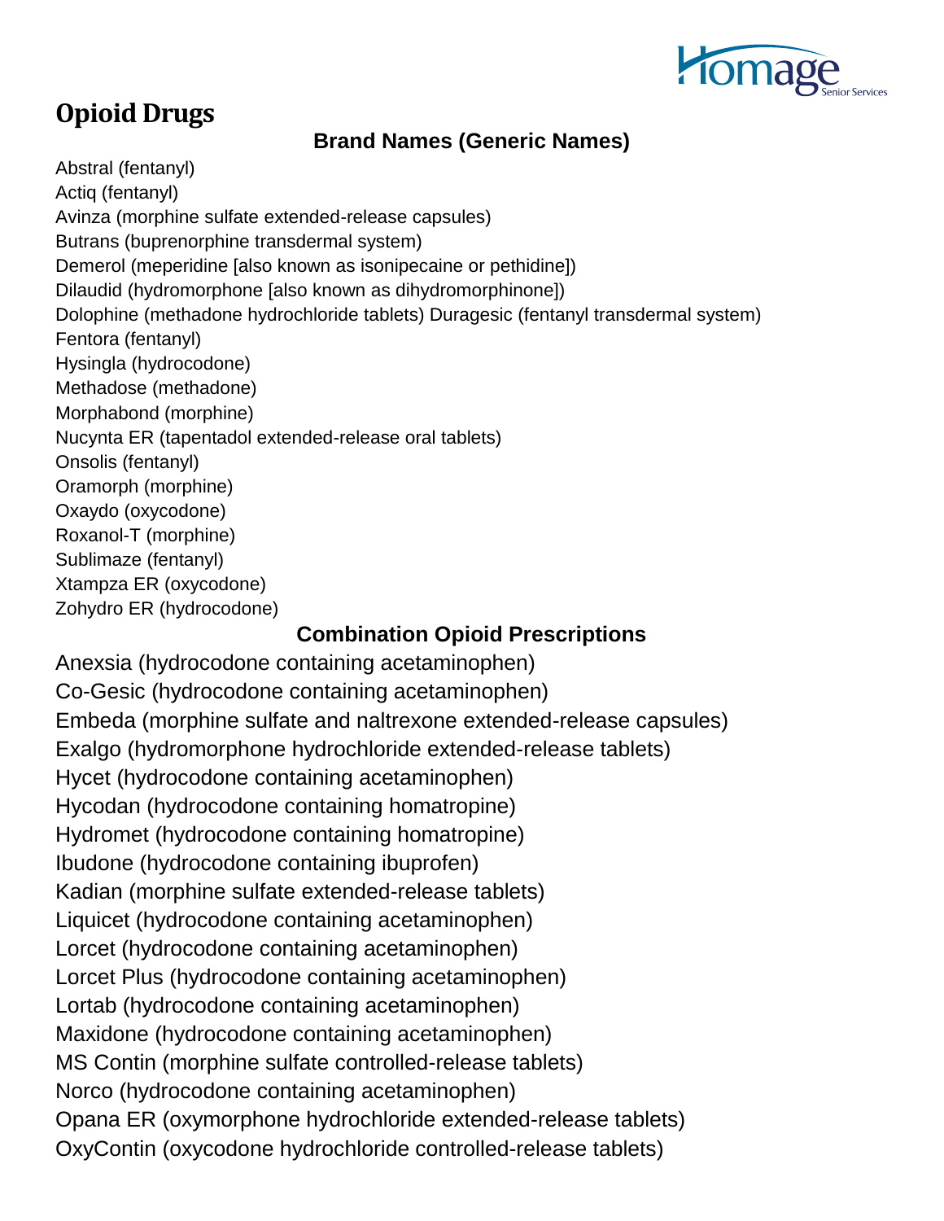# Opioid Drugs

## Brand Names (Generic Names)

Abstral (fentanyl)
Actiq (fentanyl)
Avinza (morphine sulfate extended-release capsules)
Butrans (buprenorphine transdermal system)
Demerol (meperidine [also known as isonipecaine or pethidine])
Dilaudid (hydromorphone [also known as dihydromorphinone])
Dolophine (methadone hydrochloride tablets) Duragesic (fentanyl transdermal system)
Fentora (fentanyl)
Hysingla (hydrocodone)
Methadose (methadone)
Morphabond (morphine)
Nucynta ER (tapentadol extended-release oral tablets)
Onsolis (fentanyl)
Oramorph (morphine)
Oxaydo (oxycodone)
Roxanol-T (morphine)
Sublimaze (fentanyl)
Xtampza ER (oxycodone)
Zohydro ER (hydrocodone)

## Combination Opioid Prescriptions

Anexsia (hydrocodone containing acetaminophen)
Co-Gesic (hydrocodone containing acetaminophen)
Embeda (morphine sulfate and naltrexone extended-release capsules)
Exalgo (hydromorphone hydrochloride extended-release tablets)
Hycet (hydrocodone containing acetaminophen)
Hycodan (hydrocodone containing homatropine)
Hydromet (hydrocodone containing homatropine)
Ibudone (hydrocodone containing ibuprofen)
Kadian (morphine sulfate extended-release tablets)
Liquicet (hydrocodone containing acetaminophen)
Lorcet (hydrocodone containing acetaminophen)
Lorcet Plus (hydrocodone containing acetaminophen)
Lortab (hydrocodone containing acetaminophen)
Maxidone (hydrocodone containing acetaminophen)
MS Contin (morphine sulfate controlled-release tablets)
Norco (hydrocodone containing acetaminophen)
Opana ER (oxymorphone hydrochloride extended-release tablets)
OxyContin (oxycodone hydrochloride controlled-release tablets)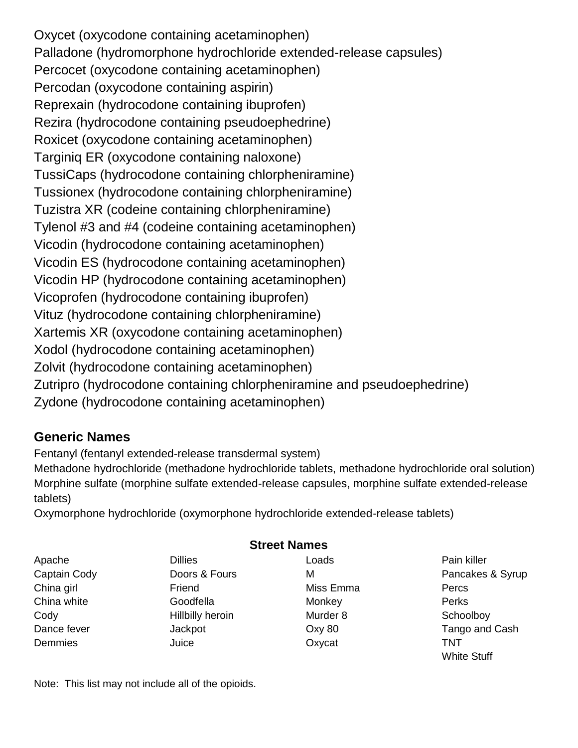Oxycet (oxycodone containing acetaminophen)
Palladone (hydromorphone hydrochloride extended-release capsules)
Percocet (oxycodone containing acetaminophen)
Percodan (oxycodone containing aspirin)
Reprexain (hydrocodone containing ibuprofen)
Rezira (hydrocodone containing pseudoephedrine)
Roxicet (oxycodone containing acetaminophen)
Targiniq ER (oxycodone containing naloxone)
TussiCaps (hydrocodone containing chlorpheniramine)
Tussionex (hydrocodone containing chlorpheniramine)
Tuzistra XR (codeine containing chlorpheniramine)
Tylenol #3 and #4 (codeine containing acetaminophen)
Vicodin (hydrocodone containing acetaminophen)
Vicodin ES (hydrocodone containing acetaminophen)
Vicodin HP (hydrocodone containing acetaminophen)
Vicoprofen (hydrocodone containing ibuprofen)
Vituz (hydrocodone containing chlorpheniramine)
Xartemis XR (oxycodone containing acetaminophen)
Xodol (hydrocodone containing acetaminophen)
Zolvit (hydrocodone containing acetaminophen)
Zutripro (hydrocodone containing chlorpheniramine and pseudoephedrine)
Zydone (hydrocodone containing acetaminophen)

### Generic Names

Fentanyl (fentanyl extended-release transdermal system)
Methadone hydrochloride (methadone hydrochloride tablets, methadone hydrochloride oral solution)
Morphine sulfate (morphine sulfate extended-release capsules, morphine sulfate extended-release tablets)
Oxymorphone hydrochloride (oxymorphone hydrochloride extended-release tablets)

### Street Names

| | | | |
|---|---|---|---|
| Apache | Dillies | Loads | Pain killer |
| Captain Cody | Doors & Fours | M | Pancakes & Syrup |
| China girl | Friend | Miss Emma | Percs |
| China white | Goodfella | Monkey | Perks |
| Cody | Hillbilly heroin | Murder 8 | Schoolboy |
| Dance fever | Jackpot | Oxy 80 | Tango and Cash |
| Demmies | Juice | Oxycat | TNT |
| | | | White Stuff |

Note: This list may not include all of the opioids.